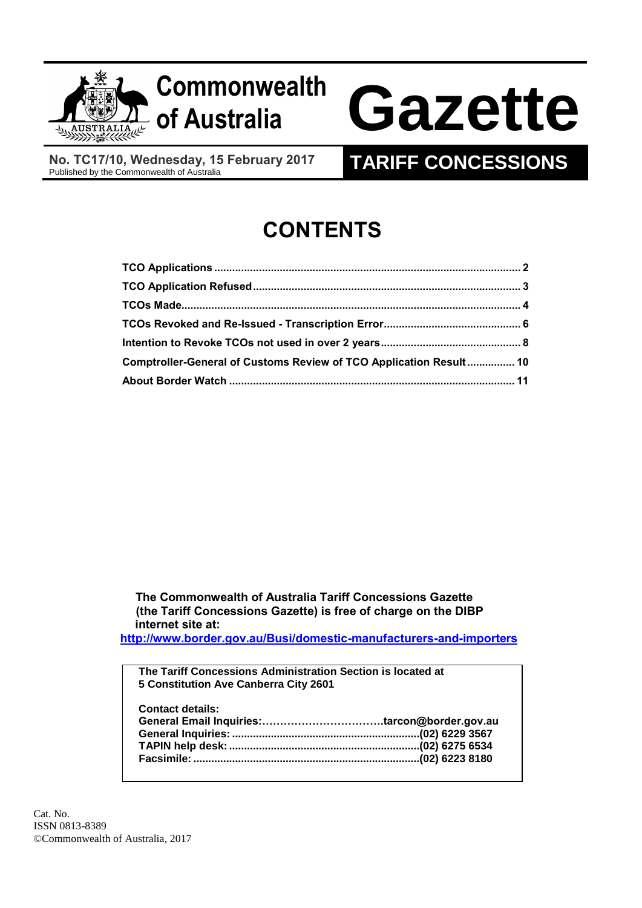# Commonwealth of Australia Gazette

**No. TC17/10, Wednesday, 15 February 2017**
Published by the Commonwealth of Australia

## TARIFF CONCESSIONS

# CONTENTS

| | |
|---|---|
| **TCO Applications** | **2** |
| **TCO Application Refused** | **3** |
| **TCOs Made** | **4** |
| **TCOs Revoked and Re-Issued - Transcription Error** | **6** |
| **Intention to Revoke TCOs not used in over 2 years** | **8** |
| **Comptroller-General of Customs Review of TCO Application Result** | **10** |
| **About Border Watch** | **11** |

**The Commonwealth of Australia Tariff Concessions Gazette (the Tariff Concessions Gazette) is free of charge on the DIBP internet site at:**
**http://www.border.gov.au/Busi/domestic-manufacturers-and-importers**

**The Tariff Concessions Administration Section is located at 5 Constitution Ave Canberra City 2601**

**Contact details:**

| | |
|---|---|
| **General Email Inquiries:** | **tarcon@border.gov.au** |
| **General Inquiries:** | **(02) 6229 3567** |
| **TAPIN help desk:** | **(02) 6275 6534** |
| **Facsimile:** | **(02) 6223 8180** |

Cat. No.
ISSN 0813-8389
©Commonwealth of Australia, 2017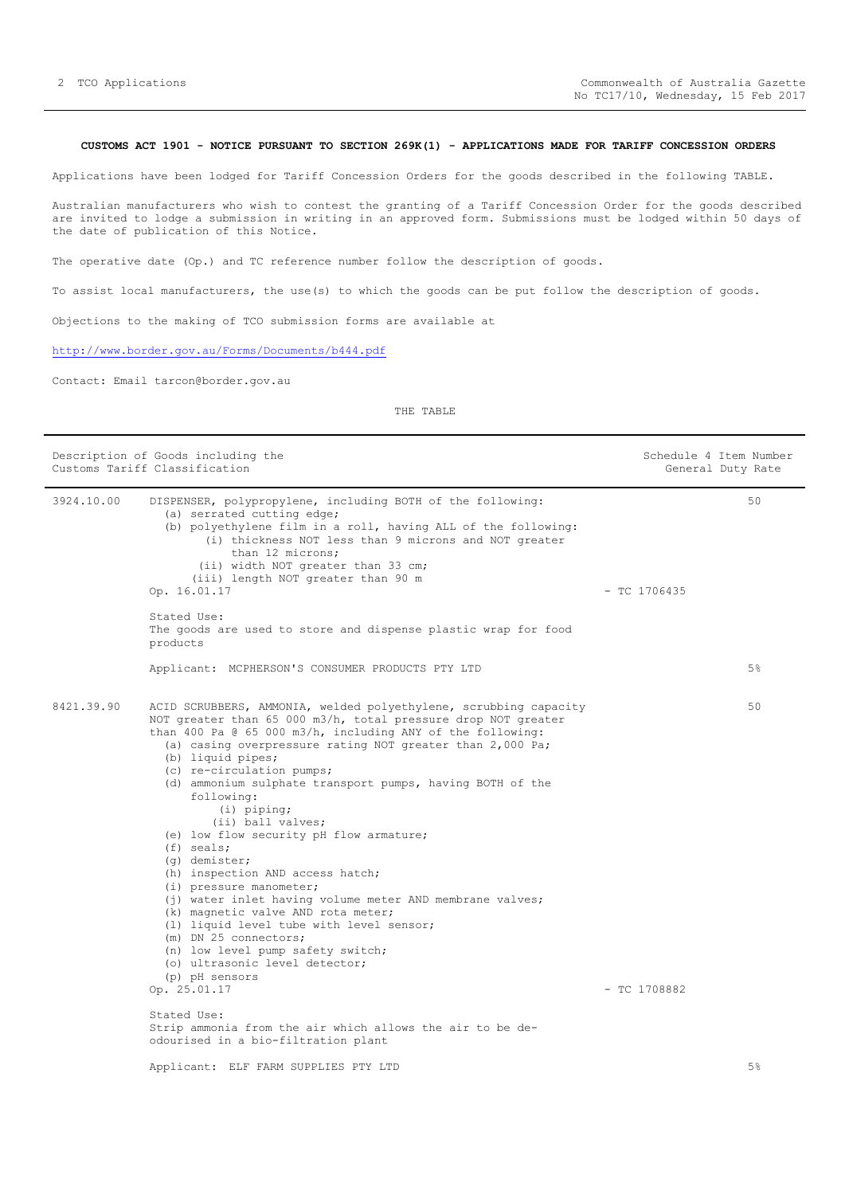**CUSTOMS ACT 1901 - NOTICE PURSUANT TO SECTION 269K(1) - APPLICATIONS MADE FOR TARIFF CONCESSION ORDERS**

Applications have been lodged for Tariff Concession Orders for the goods described in the following TABLE.

Australian manufacturers who wish to contest the granting of a Tariff Concession Order for the goods described are invited to lodge a submission in writing in an approved form. Submissions must be lodged within 50 days of the date of publication of this Notice.

The operative date (Op.) and TC reference number follow the description of goods.

To assist local manufacturers, the use(s) to which the goods can be put follow the description of goods.

Objections to the making of TCO submission forms are available at

http://www.border.gov.au/Forms/Documents/b444.pdf

Contact: Email tarcon@border.gov.au

THE TABLE

| Description of Goods including the Customs Tariff Classification | | Schedule 4 Item Number General Duty Rate |
|---|---|---|
| 3924.10.00 | DISPENSER, polypropylene, including BOTH of the following:<br>(a) serrated cutting edge;<br>(b) polyethylene film in a roll, having ALL of the following:<br>(i) thickness NOT less than 9 microns and NOT greater than 12 microns;<br>(ii) width NOT greater than 33 cm;<br>(iii) length NOT greater than 90 m<br>Op. 16.01.17 - TC 1706435<br><br>Stated Use:<br>The goods are used to store and dispense plastic wrap for food products<br><br>Applicant: MCPHERSON'S CONSUMER PRODUCTS PTY LTD | 50<br><br>5% |
| 8421.39.90 | ACID SCRUBBERS, AMMONIA, welded polyethylene, scrubbing capacity NOT greater than 65 000 m3/h, total pressure drop NOT greater than 400 Pa @ 65 000 m3/h, including ANY of the following:<br>(a) casing overpressure rating NOT greater than 2,000 Pa;<br>(b) liquid pipes;<br>(c) re-circulation pumps;<br>(d) ammonium sulphate transport pumps, having BOTH of the following:<br>(i) piping;<br>(ii) ball valves;<br>(e) low flow security pH flow armature;<br>(f) seals;<br>(g) demister;<br>(h) inspection AND access hatch;<br>(i) pressure manometer;<br>(j) water inlet having volume meter AND membrane valves;<br>(k) magnetic valve AND rota meter;<br>(l) liquid level tube with level sensor;<br>(m) DN 25 connectors;<br>(n) low level pump safety switch;<br>(o) ultrasonic level detector;<br>(p) pH sensors<br>Op. 25.01.17 - TC 1708882<br><br>Stated Use:<br>Strip ammonia from the air which allows the air to be de-odourised in a bio-filtration plant<br><br>Applicant: ELF FARM SUPPLIES PTY LTD | 50<br><br>5% |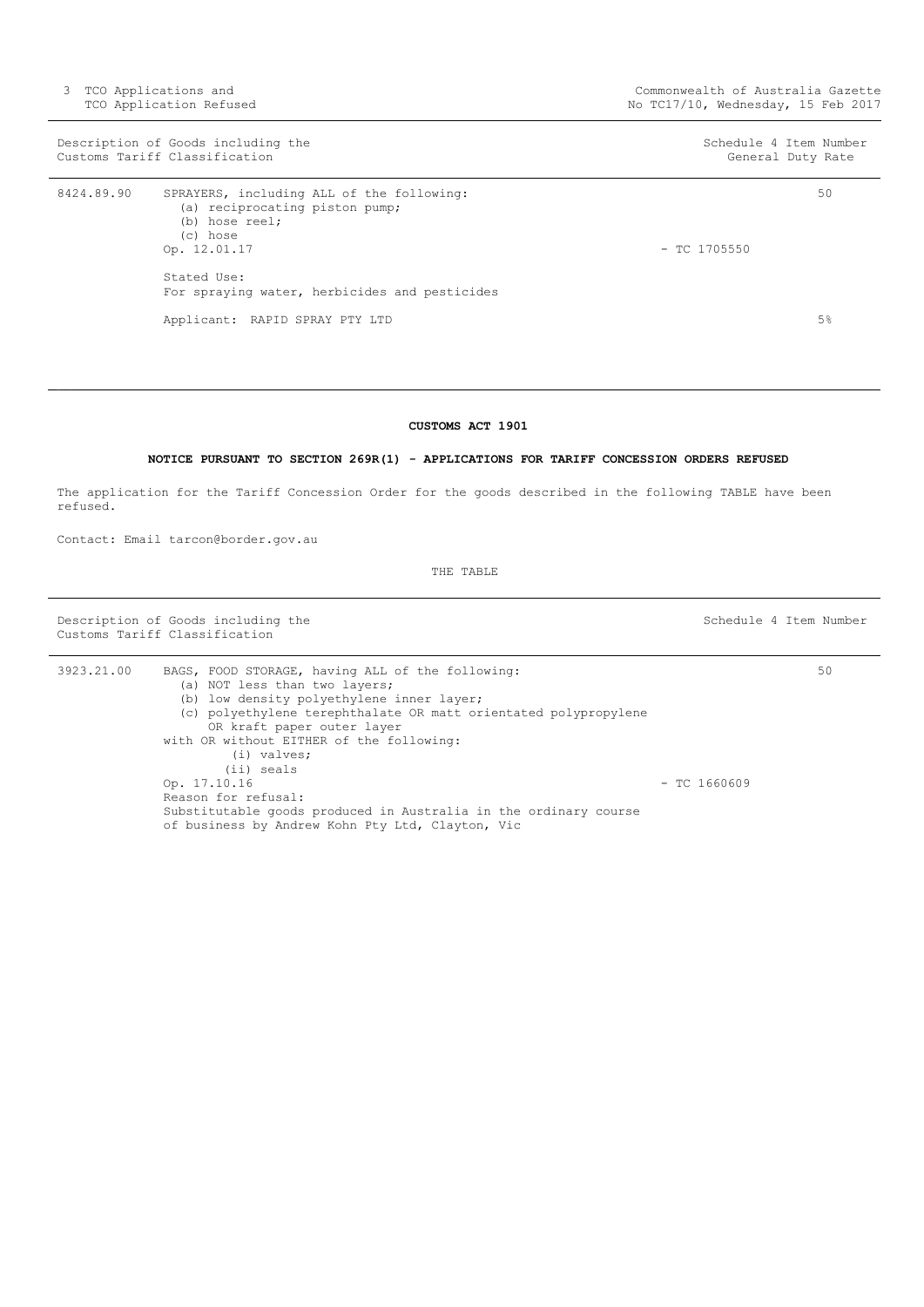| Description of Goods including the Customs Tariff Classification | | Schedule 4 Item Number General Duty Rate |
|---|---|---|
| 8424.89.90 | SPRAYERS, including ALL of the following:<br>(a) reciprocating piston pump;<br>(b) hose reel;<br>(c) hose<br>Op. 12.01.17 - TC 1705550<br><br>Stated Use:<br>For spraying water, herbicides and pesticides<br><br>Applicant: RAPID SPRAY PTY LTD | 50<br><br><br><br><br><br><br><br><br>5% |

**CUSTOMS ACT 1901**

**NOTICE PURSUANT TO SECTION 269R(1) - APPLICATIONS FOR TARIFF CONCESSION ORDERS REFUSED**

The application for the Tariff Concession Order for the goods described in the following TABLE have been refused.

Contact: Email tarcon@border.gov.au

THE TABLE

| Description of Goods including the Customs Tariff Classification | | Schedule 4 Item Number |
|---|---|---|
| 3923.21.00 | BAGS, FOOD STORAGE, having ALL of the following:<br>(a) NOT less than two layers;<br>(b) low density polyethylene inner layer;<br>(c) polyethylene terephthalate OR matt orientated polypropylene OR kraft paper outer layer<br>with OR without EITHER of the following:<br>(i) valves;<br>(ii) seals<br>Op. 17.10.16 - TC 1660609<br>Reason for refusal:<br>Substitutable goods produced in Australia in the ordinary course of business by Andrew Kohn Pty Ltd, Clayton, Vic | 50 |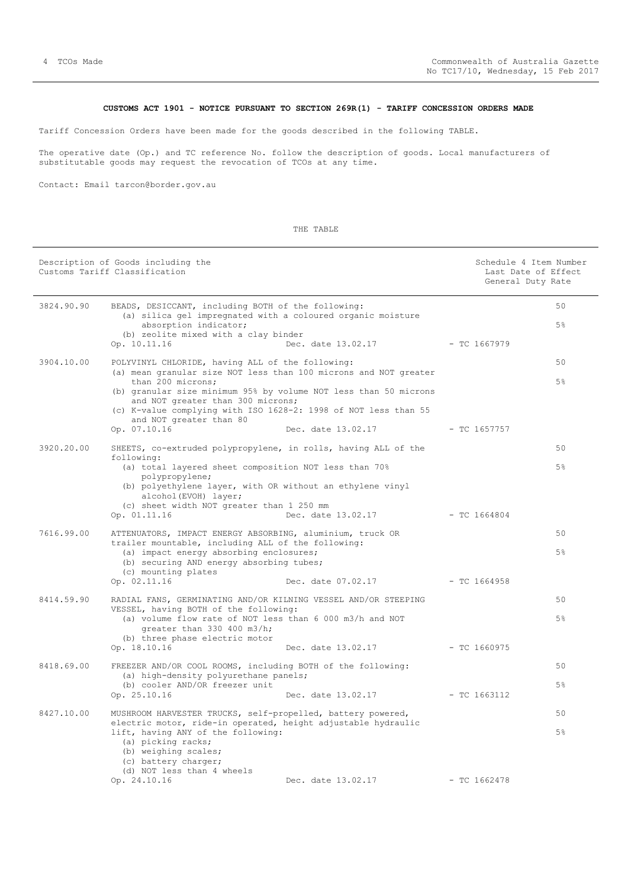**CUSTOMS ACT 1901 - NOTICE PURSUANT TO SECTION 269R(1) - TARIFF CONCESSION ORDERS MADE**

Tariff Concession Orders have been made for the goods described in the following TABLE.

The operative date (Op.) and TC reference No. follow the description of goods. Local manufacturers of substitutable goods may request the revocation of TCOs at any time.

Contact: Email tarcon@border.gov.au

THE TABLE

| Description of Goods including the Customs Tariff Classification | | | | Schedule 4 Item Number<br>Last Date of Effect<br>General Duty Rate |
|---|---|---|---|---|
| 3824.90.90 | BEADS, DESICCANT, including BOTH of the following:<br>(a) silica gel impregnated with a coloured organic moisture absorption indicator;<br>(b) zeolite mixed with a clay binder<br>Op. 10.11.16 | Dec. date 13.02.17 | - TC 1667979 | 50<br><br>5% |
| 3904.10.00 | POLYVINYL CHLORIDE, having ALL of the following:<br>(a) mean granular size NOT less than 100 microns and NOT greater than 200 microns;<br>(b) granular size minimum 95% by volume NOT less than 50 microns and NOT greater than 300 microns;<br>(c) K-value complying with ISO 1628-2: 1998 of NOT less than 55 and NOT greater than 80<br>Op. 07.10.16 | Dec. date 13.02.17 | - TC 1657757 | 50<br><br>5% |
| 3920.20.00 | SHEETS, co-extruded polypropylene, in rolls, having ALL of the following:<br>(a) total layered sheet composition NOT less than 70% polypropylene;<br>(b) polyethylene layer, with OR without an ethylene vinyl alcohol(EVOH) layer;<br>(c) sheet width NOT greater than 1 250 mm<br>Op. 01.11.16 | Dec. date 13.02.17 | - TC 1664804 | 50<br><br>5% |
| 7616.99.00 | ATTENUATORS, IMPACT ENERGY ABSORBING, aluminium, truck OR trailer mountable, including ALL of the following:<br>(a) impact energy absorbing enclosures;<br>(b) securing AND energy absorbing tubes;<br>(c) mounting plates<br>Op. 02.11.16 | Dec. date 07.02.17 | - TC 1664958 | 50<br><br>5% |
| 8414.59.90 | RADIAL FANS, GERMINATING AND/OR KILNING VESSEL AND/OR STEEPING VESSEL, having BOTH of the following:<br>(a) volume flow rate of NOT less than 6 000 m3/h and NOT greater than 330 400 m3/h;<br>(b) three phase electric motor<br>Op. 18.10.16 | Dec. date 13.02.17 | - TC 1660975 | 50<br><br>5% |
| 8418.69.00 | FREEZER AND/OR COOL ROOMS, including BOTH of the following:<br>(a) high-density polyurethane panels;<br>(b) cooler AND/OR freezer unit<br>Op. 25.10.16 | Dec. date 13.02.17 | - TC 1663112 | 50<br><br>5% |
| 8427.10.00 | MUSHROOM HARVESTER TRUCKS, self-propelled, battery powered, electric motor, ride-in operated, height adjustable hydraulic lift, having ANY of the following:<br>(a) picking racks;<br>(b) weighing scales;<br>(c) battery charger;<br>(d) NOT less than 4 wheels<br>Op. 24.10.16 | Dec. date 13.02.17 | - TC 1662478 | 50<br><br>5% |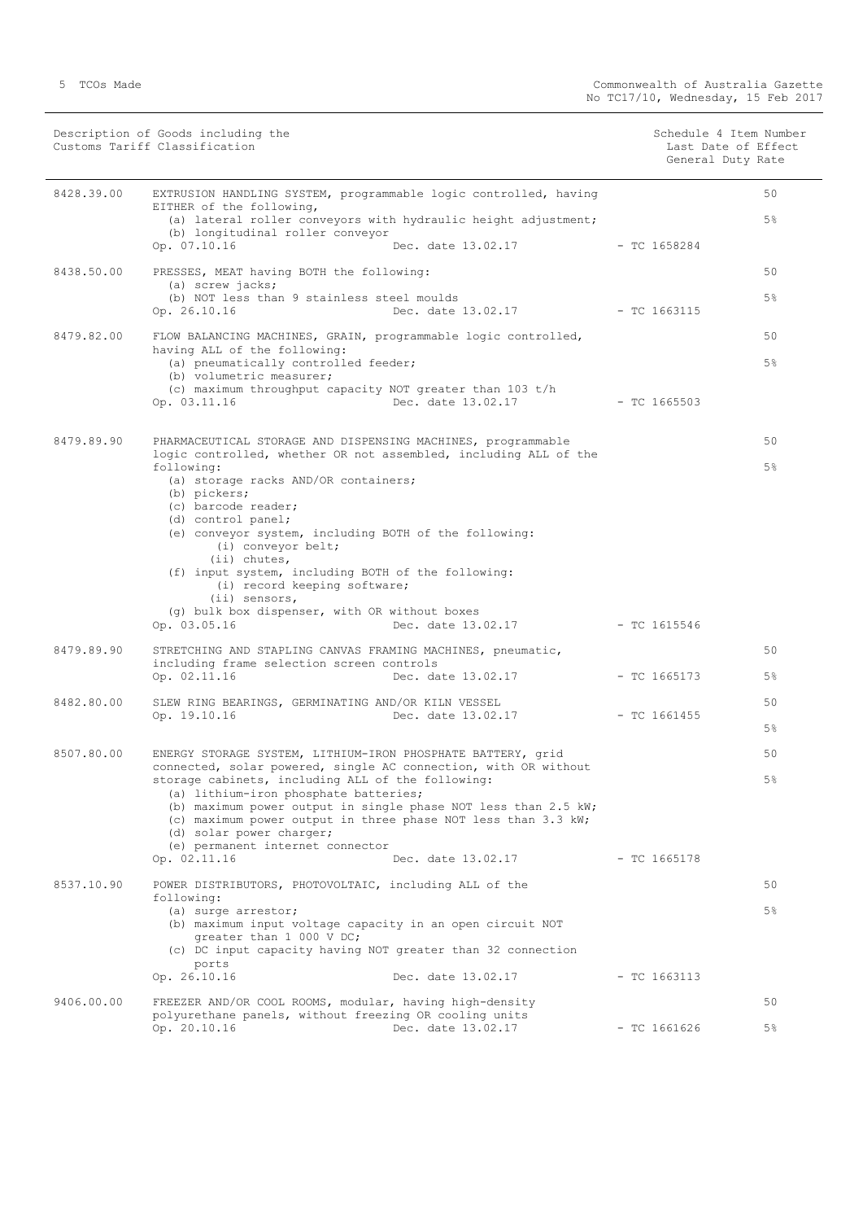| Description of Goods including the Customs Tariff Classification | | | Schedule 4 Item Number<br>Last Date of Effect<br>General Duty Rate |
|---|---|---|---|
| 8428.39.00 | EXTRUSION HANDLING SYSTEM, programmable logic controlled, having EITHER of the following,<br>(a) lateral roller conveyors with hydraulic height adjustment;<br>(b) longitudinal roller conveyor<br>Op. 07.10.16 Dec. date 13.02.17 | - TC 1658284 | 50<br>5% |
| 8438.50.00 | PRESSES, MEAT having BOTH the following:<br>(a) screw jacks;<br>(b) NOT less than 9 stainless steel moulds<br>Op. 26.10.16 Dec. date 13.02.17 | - TC 1663115 | 50<br>5% |
| 8479.82.00 | FLOW BALANCING MACHINES, GRAIN, programmable logic controlled, having ALL of the following:<br>(a) pneumatically controlled feeder;<br>(b) volumetric measurer;<br>(c) maximum throughput capacity NOT greater than 103 t/h<br>Op. 03.11.16 Dec. date 13.02.17 | - TC 1665503 | 50<br>5% |
| 8479.89.90 | PHARMACEUTICAL STORAGE AND DISPENSING MACHINES, programmable logic controlled, whether OR not assembled, including ALL of the following:<br>(a) storage racks AND/OR containers;<br>(b) pickers;<br>(c) barcode reader;<br>(d) control panel;<br>(e) conveyor system, including BOTH of the following:<br>(i) conveyor belt;<br>(ii) chutes,<br>(f) input system, including BOTH of the following:<br>(i) record keeping software;<br>(ii) sensors,<br>(g) bulk box dispenser, with OR without boxes<br>Op. 03.05.16 Dec. date 13.02.17 | - TC 1615546 | 50<br>5% |
| 8479.89.90 | STRETCHING AND STAPLING CANVAS FRAMING MACHINES, pneumatic, including frame selection screen controls<br>Op. 02.11.16 Dec. date 13.02.17 | - TC 1665173 | 50<br>5% |
| 8482.80.00 | SLEW RING BEARINGS, GERMINATING AND/OR KILN VESSEL<br>Op. 19.10.16 Dec. date 13.02.17 | - TC 1661455 | 50<br>5% |
| 8507.80.00 | ENERGY STORAGE SYSTEM, LITHIUM-IRON PHOSPHATE BATTERY, grid connected, solar powered, single AC connection, with OR without storage cabinets, including ALL of the following:<br>(a) lithium-iron phosphate batteries;<br>(b) maximum power output in single phase NOT less than 2.5 kW;<br>(c) maximum power output in three phase NOT less than 3.3 kW;<br>(d) solar power charger;<br>(e) permanent internet connector<br>Op. 02.11.16 Dec. date 13.02.17 | - TC 1665178 | 50<br>5% |
| 8537.10.90 | POWER DISTRIBUTORS, PHOTOVOLTAIC, including ALL of the following:<br>(a) surge arrestor;<br>(b) maximum input voltage capacity in an open circuit NOT greater than 1 000 V DC;<br>(c) DC input capacity having NOT greater than 32 connection ports<br>Op. 26.10.16 Dec. date 13.02.17 | - TC 1663113 | 50<br>5% |
| 9406.00.00 | FREEZER AND/OR COOL ROOMS, modular, having high-density polyurethane panels, without freezing OR cooling units<br>Op. 20.10.16 Dec. date 13.02.17 | - TC 1661626 | 50<br>5% |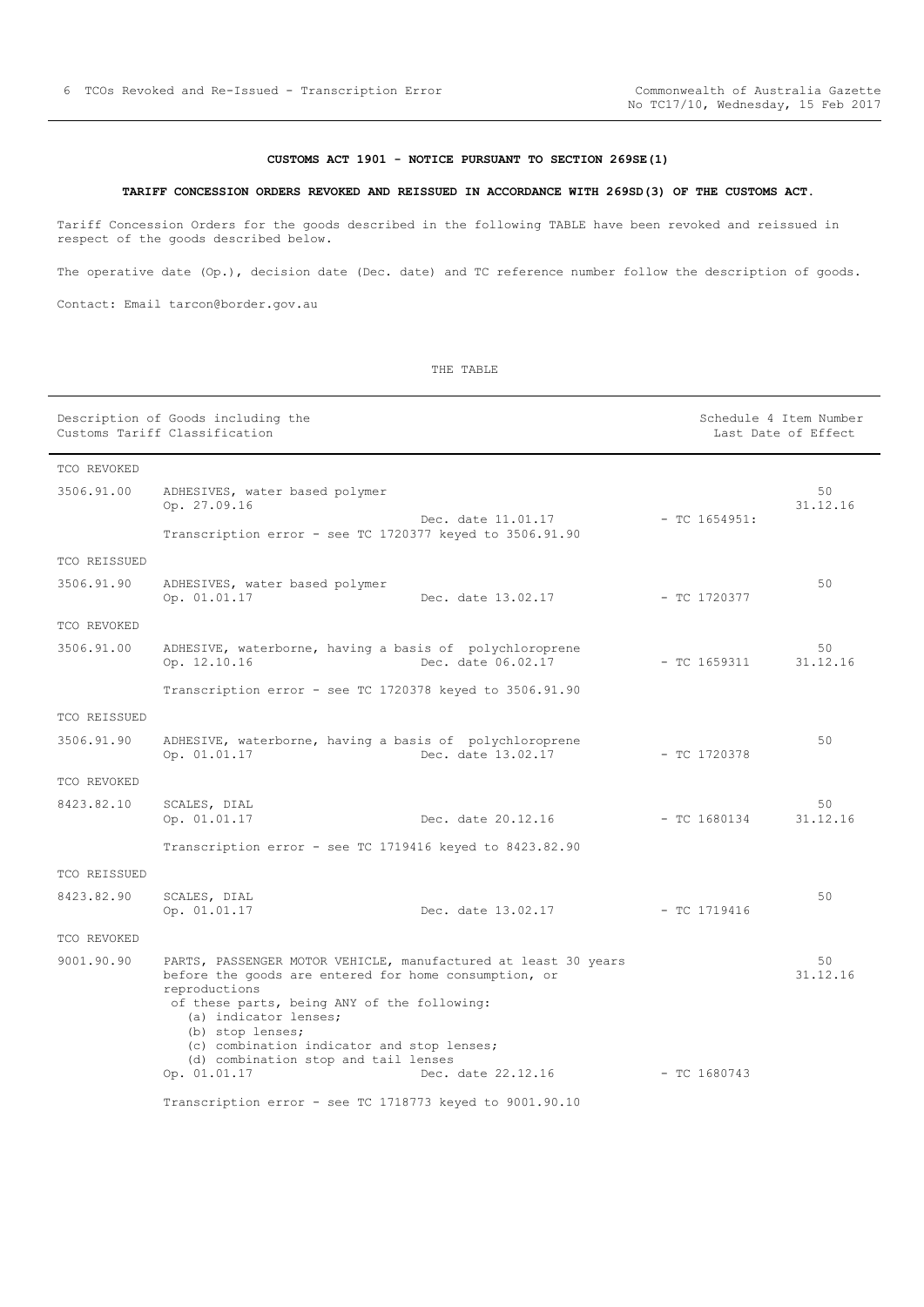**CUSTOMS ACT 1901 - NOTICE PURSUANT TO SECTION 269SE(1)**

**TARIFF CONCESSION ORDERS REVOKED AND REISSUED IN ACCORDANCE WITH 269SD(3) OF THE CUSTOMS ACT.**

Tariff Concession Orders for the goods described in the following TABLE have been revoked and reissued in respect of the goods described below.

The operative date (Op.), decision date (Dec. date) and TC reference number follow the description of goods.

Contact: Email tarcon@border.gov.au

THE TABLE

| Description of Goods including the Customs Tariff Classification | | | | Schedule 4 Item Number Last Date of Effect |
|---|---|---|---|---|
| TCO REVOKED | | | | |
| 3506.91.00 | ADHESIVES, water based polymer<br>Op. 27.09.16<br>Transcription error - see TC 1720377 keyed to 3506.91.90 | Dec. date 11.01.17 | - TC 1654951: | 50<br>31.12.16 |
| TCO REISSUED | | | | |
| 3506.91.90 | ADHESIVES, water based polymer<br>Op. 01.01.17 | Dec. date 13.02.17 | - TC 1720377 | 50 |
| TCO REVOKED | | | | |
| 3506.91.00 | ADHESIVE, waterborne, having a basis of polychloroprene<br>Op. 12.10.16<br>Transcription error - see TC 1720378 keyed to 3506.91.90 | Dec. date 06.02.17 | - TC 1659311 | 50<br>31.12.16 |
| TCO REISSUED | | | | |
| 3506.91.90 | ADHESIVE, waterborne, having a basis of polychloroprene<br>Op. 01.01.17 | Dec. date 13.02.17 | - TC 1720378 | 50 |
| TCO REVOKED | | | | |
| 8423.82.10 | SCALES, DIAL<br>Op. 01.01.17<br>Transcription error - see TC 1719416 keyed to 8423.82.90 | Dec. date 20.12.16 | - TC 1680134 | 50<br>31.12.16 |
| TCO REISSUED | | | | |
| 8423.82.90 | SCALES, DIAL<br>Op. 01.01.17 | Dec. date 13.02.17 | - TC 1719416 | 50 |
| TCO REVOKED | | | | |
| 9001.90.90 | PARTS, PASSENGER MOTOR VEHICLE, manufactured at least 30 years before the goods are entered for home consumption, or reproductions of these parts, being ANY of the following:<br>(a) indicator lenses;<br>(b) stop lenses;<br>(c) combination indicator and stop lenses;<br>(d) combination stop and tail lenses<br>Op. 01.01.17<br>Transcription error - see TC 1718773 keyed to 9001.90.10 | Dec. date 22.12.16 | - TC 1680743 | 50<br>31.12.16 |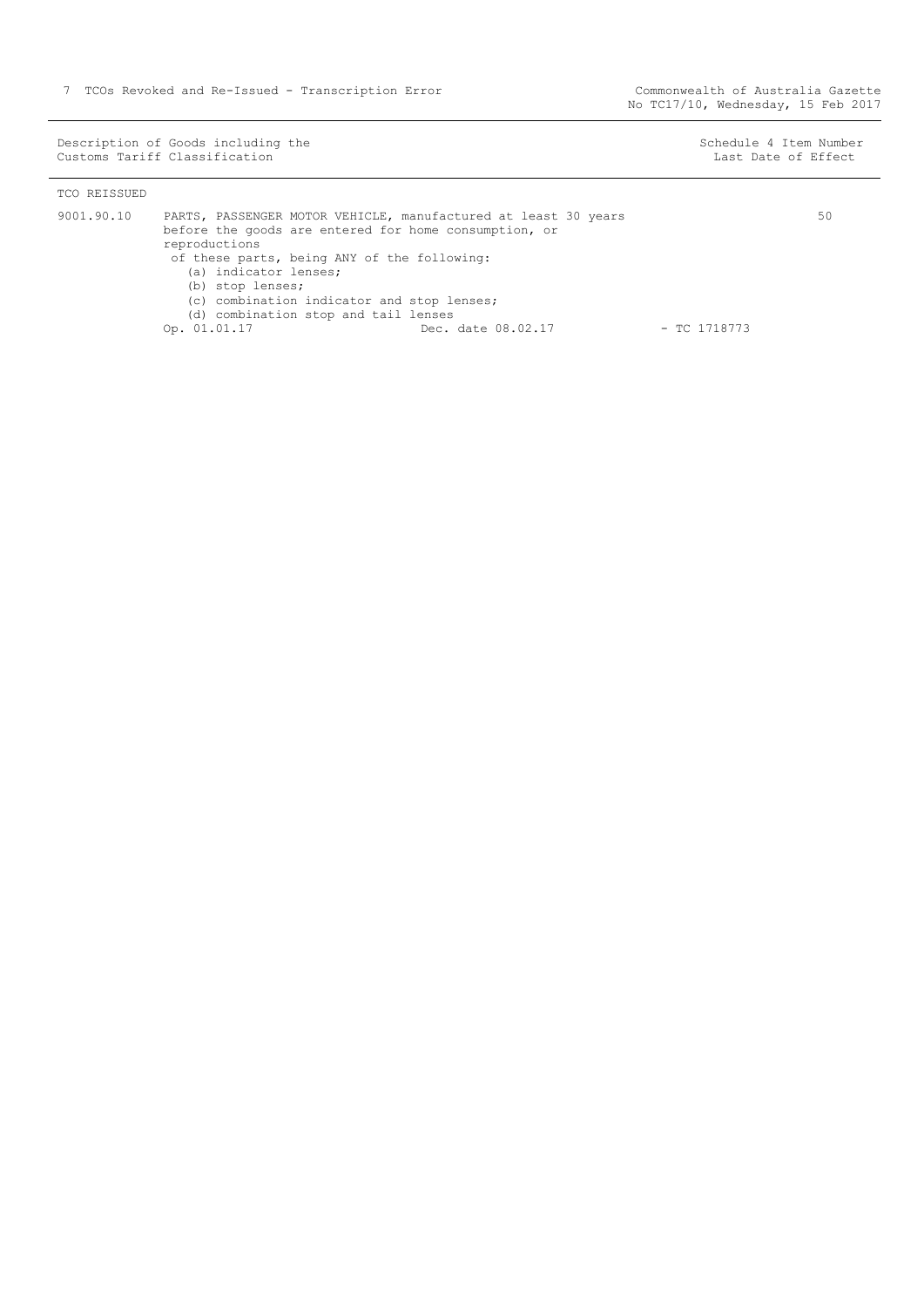| Description of Goods including the Customs Tariff Classification | | Schedule 4 Item Number Last Date of Effect |
|---|---|---|

TCO REISSUED

| | | |
|---|---|---|
| 9001.90.10 | PARTS, PASSENGER MOTOR VEHICLE, manufactured at least 30 years before the goods are entered for home consumption, or reproductions of these parts, being ANY of the following:<br>(a) indicator lenses;<br>(b) stop lenses;<br>(c) combination indicator and stop lenses;<br>(d) combination stop and tail lenses<br>Op. 01.01.17 Dec. date 08.02.17 - TC 1718773 | 50 |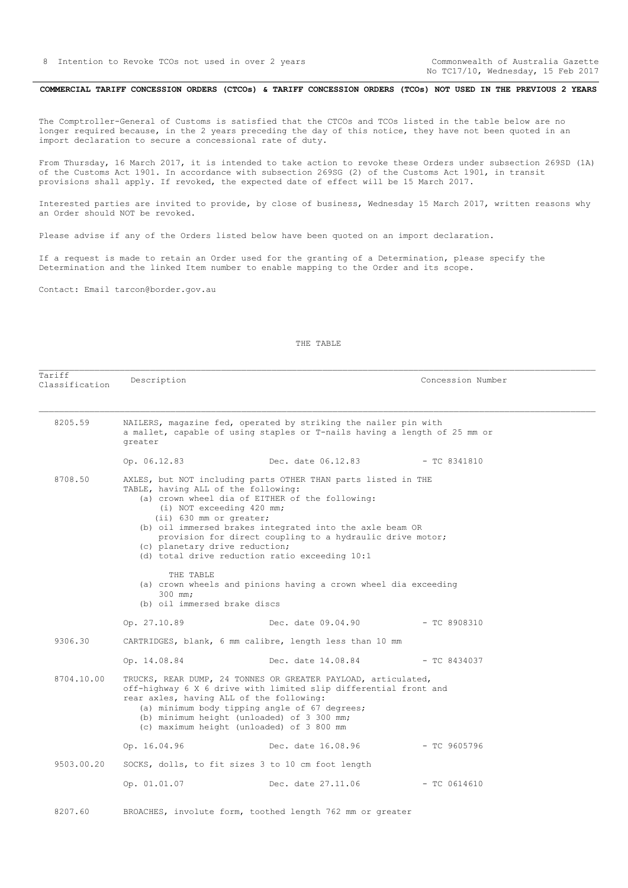**COMMERCIAL TARIFF CONCESSION ORDERS (CTCOs) & TARIFF CONCESSION ORDERS (TCOs) NOT USED IN THE PREVIOUS 2 YEARS**

The Comptroller-General of Customs is satisfied that the CTCOs and TCOs listed in the table below are no longer required because, in the 2 years preceding the day of this notice, they have not been quoted in an import declaration to secure a concessional rate of duty.

From Thursday, 16 March 2017, it is intended to take action to revoke these Orders under subsection 269SD (1A) of the Customs Act 1901. In accordance with subsection 269SG (2) of the Customs Act 1901, in transit provisions shall apply. If revoked, the expected date of effect will be 15 March 2017.

Interested parties are invited to provide, by close of business, Wednesday 15 March 2017, written reasons why an Order should NOT be revoked.

Please advise if any of the Orders listed below have been quoted on an import declaration.

If a request is made to retain an Order used for the granting of a Determination, please specify the Determination and the linked Item number to enable mapping to the Order and its scope.

Contact: Email tarcon@border.gov.au

THE TABLE

| Tariff Classification | Description | Concession Number |
|---|---|---|
| 8205.59 | NAILERS, magazine fed, operated by striking the nailer pin with a mallet, capable of using staples or T-nails having a length of 25 mm or greater<br><br>Op. 06.12.83 Dec. date 06.12.83 | - TC 8341810 |
| 8708.50 | AXLES, but NOT including parts OTHER THAN parts listed in THE TABLE, having ALL of the following:<br>(a) crown wheel dia of EITHER of the following:<br>(i) NOT exceeding 420 mm;<br>(ii) 630 mm or greater;<br>(b) oil immersed brakes integrated into the axle beam OR provision for direct coupling to a hydraulic drive motor;<br>(c) planetary drive reduction;<br>(d) total drive reduction ratio exceeding 10:1<br><br>THE TABLE<br>(a) crown wheels and pinions having a crown wheel dia exceeding 300 mm;<br>(b) oil immersed brake discs<br><br>Op. 27.10.89 Dec. date 09.04.90 | - TC 8908310 |
| 9306.30 | CARTRIDGES, blank, 6 mm calibre, length less than 10 mm<br><br>Op. 14.08.84 Dec. date 14.08.84 | - TC 8434037 |
| 8704.10.00 | TRUCKS, REAR DUMP, 24 TONNES OR GREATER PAYLOAD, articulated, off-highway 6 X 6 drive with limited slip differential front and rear axles, having ALL of the following:<br>(a) minimum body tipping angle of 67 degrees;<br>(b) minimum height (unloaded) of 3 300 mm;<br>(c) maximum height (unloaded) of 3 800 mm<br><br>Op. 16.04.96 Dec. date 16.08.96 | - TC 9605796 |
| 9503.00.20 | SOCKS, dolls, to fit sizes 3 to 10 cm foot length<br><br>Op. 01.01.07 Dec. date 27.11.06 | - TC 0614610 |
| 8207.60 | BROACHES, involute form, toothed length 762 mm or greater | |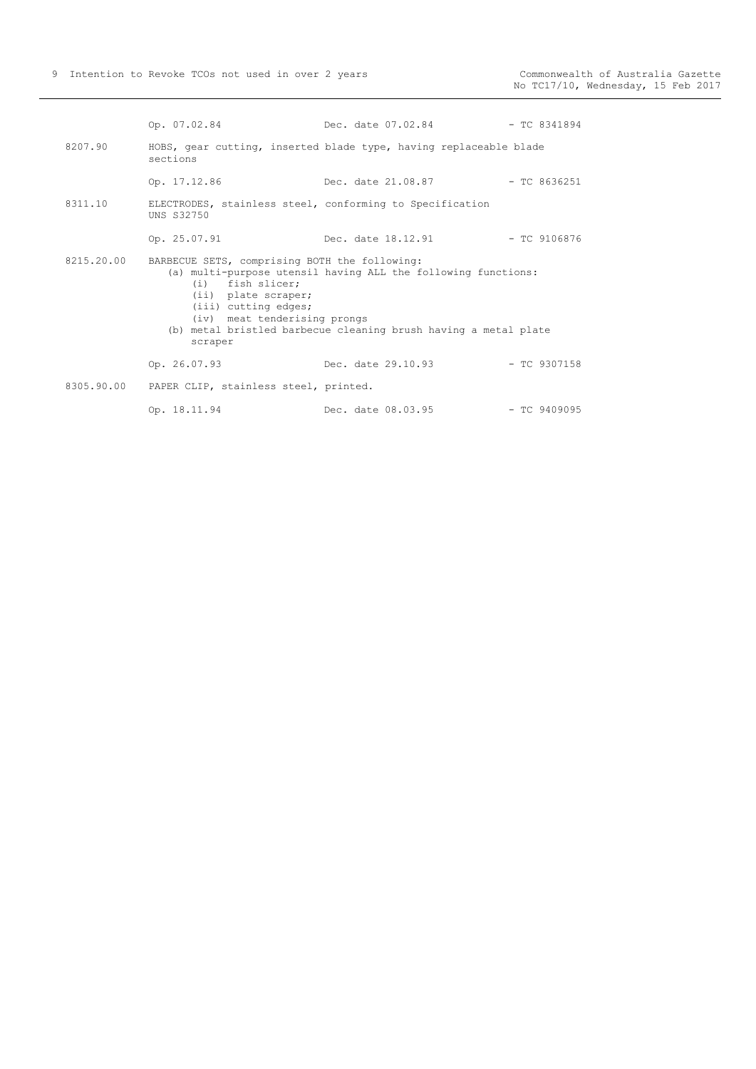Op. 07.02.84 Dec. date 07.02.84 - TC 8341894

8207.90 HOBS, gear cutting, inserted blade type, having replaceable blade sections

Op. 17.12.86 Dec. date 21.08.87 - TC 8636251

8311.10 ELECTRODES, stainless steel, conforming to Specification UNS S32750

Op. 25.07.91 Dec. date 18.12.91 - TC 9106876

8215.20.00 BARBECUE SETS, comprising BOTH the following:
(a) multi-purpose utensil having ALL the following functions:
(i) fish slicer;
(ii) plate scraper;
(iii) cutting edges;
(iv) meat tenderising prongs
(b) metal bristled barbecue cleaning brush having a metal plate scraper

Op. 26.07.93 Dec. date 29.10.93 - TC 9307158

8305.90.00 PAPER CLIP, stainless steel, printed.

Op. 18.11.94 Dec. date 08.03.95 - TC 9409095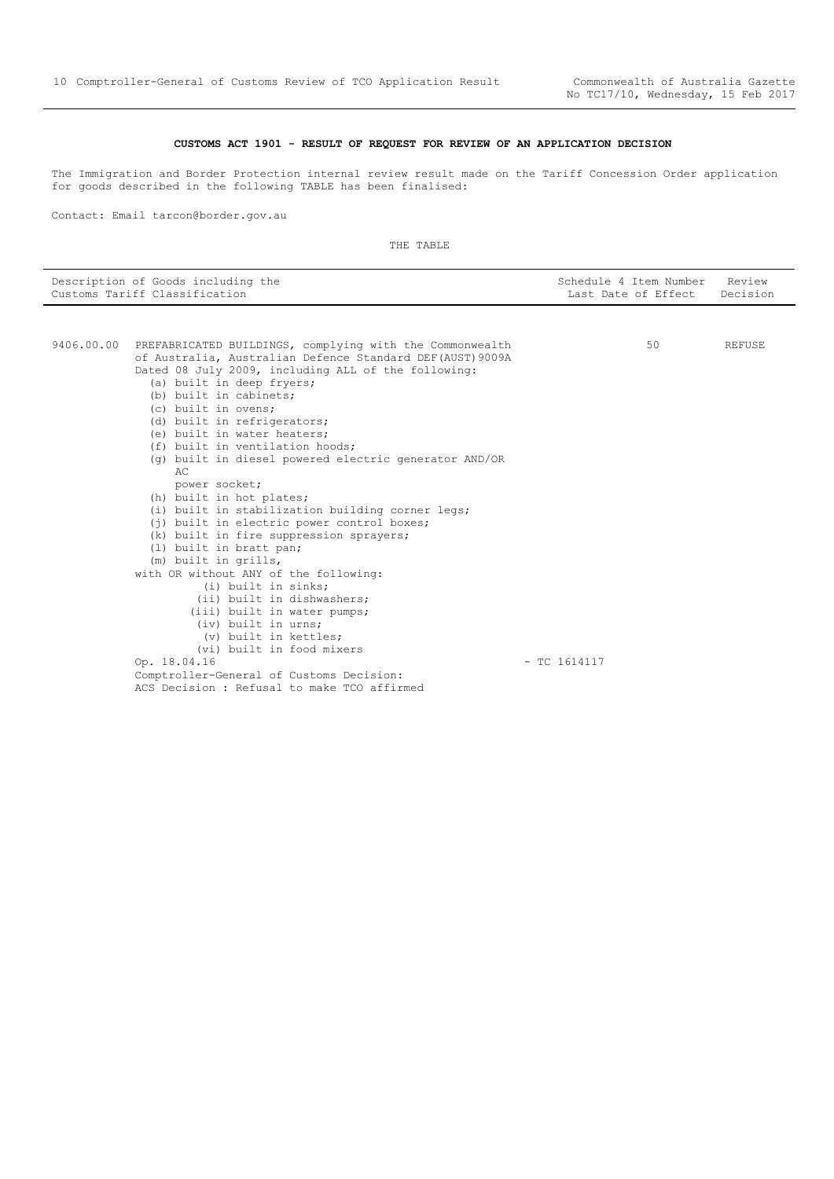## CUSTOMS ACT 1901 - RESULT OF REQUEST FOR REVIEW OF AN APPLICATION DECISION

The Immigration and Border Protection internal review result made on the Tariff Concession Order application for goods described in the following TABLE has been finalised:

Contact: Email tarcon@border.gov.au

THE TABLE

| Description of Goods including the Customs Tariff Classification | | Schedule 4 Item Number Last Date of Effect | Review Decision |
|---|---|---|---|
| 9406.00.00 | PREFABRICATED BUILDINGS, complying with the Commonwealth of Australia, Australian Defence Standard DEF(AUST)9009A Dated 08 July 2009, including ALL of the following:<br>(a) built in deep fryers;<br>(b) built in cabinets;<br>(c) built in ovens;<br>(d) built in refrigerators;<br>(e) built in water heaters;<br>(f) built in ventilation hoods;<br>(g) built in diesel powered electric generator AND/OR AC power socket;<br>(h) built in hot plates;<br>(i) built in stabilization building corner legs;<br>(j) built in electric power control boxes;<br>(k) built in fire suppression sprayers;<br>(l) built in bratt pan;<br>(m) built in grills,<br>with OR without ANY of the following:<br>(i) built in sinks;<br>(ii) built in dishwashers;<br>(iii) built in water pumps;<br>(iv) built in urns;<br>(v) built in kettles;<br>(vi) built in food mixers<br>Op. 18.04.16<br>Comptroller-General of Customs Decision:<br>ACS Decision : Refusal to make TCO affirmed | 50<br>- TC 1614117 | REFUSE |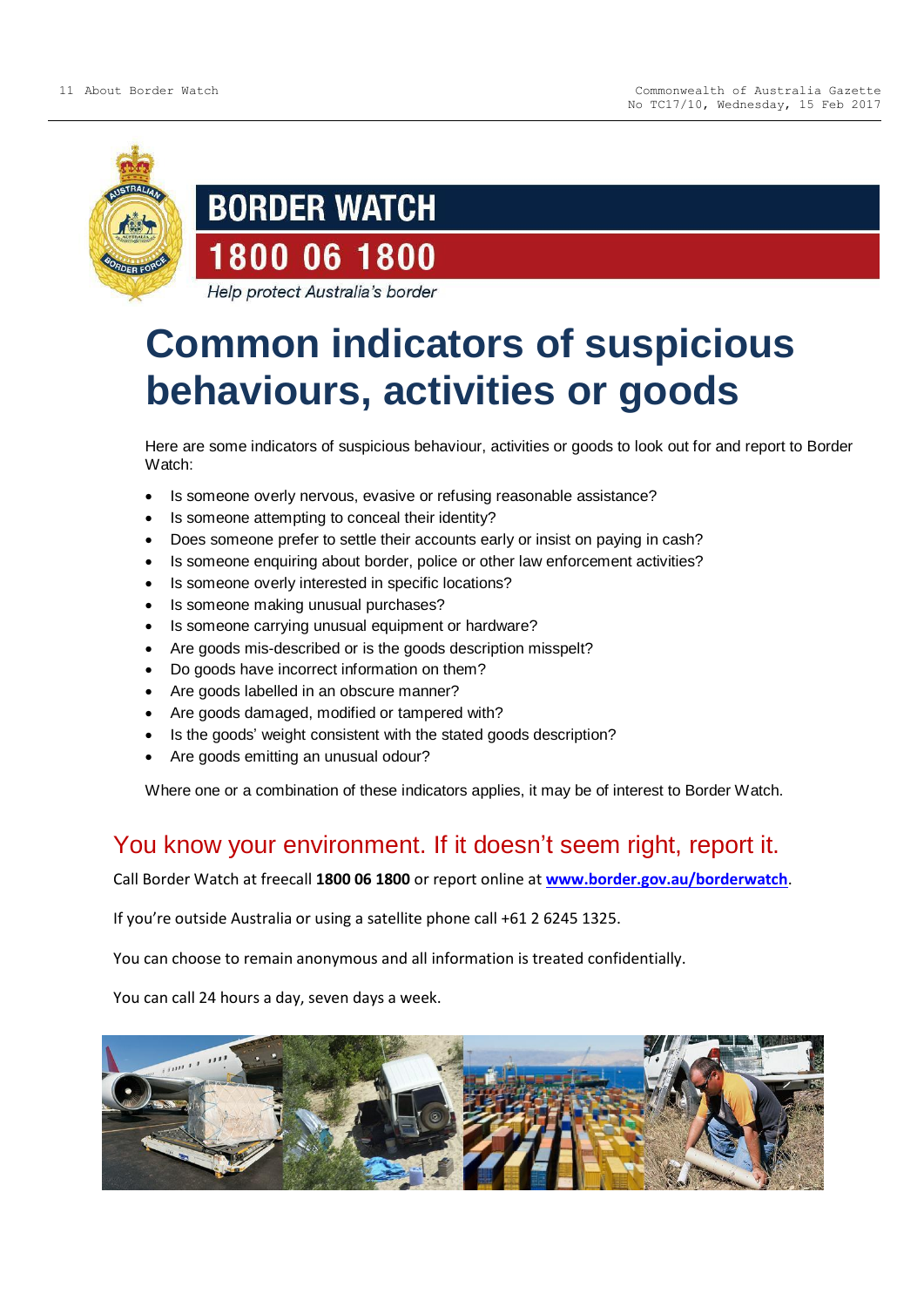BORDER WATCH

1800 06 1800

*Help protect Australia's border*

# Common indicators of suspicious behaviours, activities or goods

Here are some indicators of suspicious behaviour, activities or goods to look out for and report to Border Watch:

- Is someone overly nervous, evasive or refusing reasonable assistance?
- Is someone attempting to conceal their identity?
- Does someone prefer to settle their accounts early or insist on paying in cash?
- Is someone enquiring about border, police or other law enforcement activities?
- Is someone overly interested in specific locations?
- Is someone making unusual purchases?
- Is someone carrying unusual equipment or hardware?
- Are goods mis-described or is the goods description misspelt?
- Do goods have incorrect information on them?
- Are goods labelled in an obscure manner?
- Are goods damaged, modified or tampered with?
- Is the goods' weight consistent with the stated goods description?
- Are goods emitting an unusual odour?

Where one or a combination of these indicators applies, it may be of interest to Border Watch.

## You know your environment. If it doesn't seem right, report it.

Call Border Watch at freecall **1800 06 1800** or report online at **www.border.gov.au/borderwatch**.

If you're outside Australia or using a satellite phone call +61 2 6245 1325.

You can choose to remain anonymous and all information is treated confidentially.

You can call 24 hours a day, seven days a week.